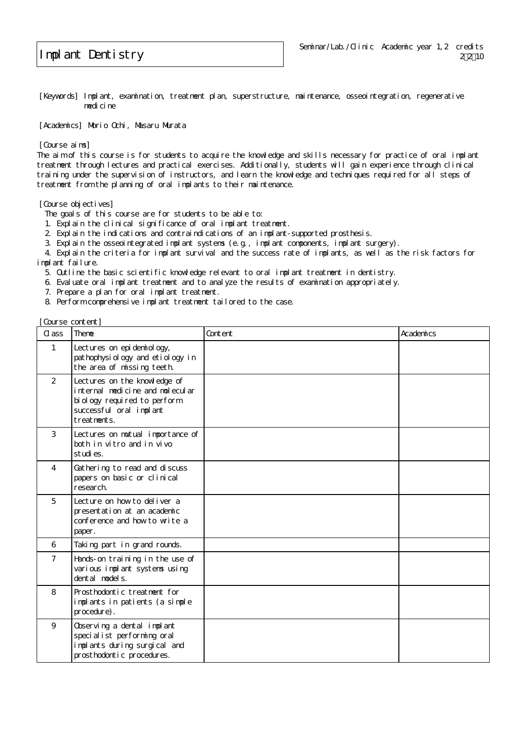# Implant Dentistry

Seminar/Lab./Clinic Academic year 1,2 credits
2・2・10

[Keywords] Implant, examination, treatment plan, superstructure, maintenance, osseointegration, regenerative medicine

[Academics] Morio Ochi, Masaru Murata

[Course aims]
The aim of this course is for students to acquire the knowledge and skills necessary for practice of oral implant treatment through lectures and practical exercises. Additionally, students will gain experience through clinical training under the supervision of instructors, and learn the knowledge and techniques required for all steps of treatment from the planning of oral implants to their maintenance.

[Course objectives]
The goals of this course are for students to be able to:

1. Explain the clinical significance of oral implant treatment.
2. Explain the indications and contraindications of an implant-supported prosthesis.
3. Explain the osseointegrated implant systems (e.g., implant components, implant surgery).
4. Explain the criteria for implant survival and the success rate of implants, as well as the risk factors for implant failure.
5. Outline the basic scientific knowledge relevant to oral implant treatment in dentistry.
6. Evaluate oral implant treatment and to analyze the results of examination appropriately.
7. Prepare a plan for oral implant treatment.
8. Perform comprehensive implant treatment tailored to the case.

[Course content]

| Class | Theme | Content | Academics |
|---|---|---|---|
| 1 | Lectures on epidemiology, pathophysiology and etiology in the area of missing teeth. | | |
| 2 | Lectures on the knowledge of internal medicine and molecular biology required to perform successful oral implant treatments. | | |
| 3 | Lectures on mutual importance of both in vitro and in vivo studies. | | |
| 4 | Gathering to read and discuss papers on basic or clinical research. | | |
| 5 | Lecture on how to deliver a presentation at an academic conference and how to write a paper. | | |
| 6 | Taking part in grand rounds. | | |
| 7 | Hands-on training in the use of various implant systems using dental models. | | |
| 8 | Prosthodontic treatment for implants in patients (a simple procedure). | | |
| 9 | Observing a dental implant specialist performing oral implants during surgical and prosthodontic procedures. | | |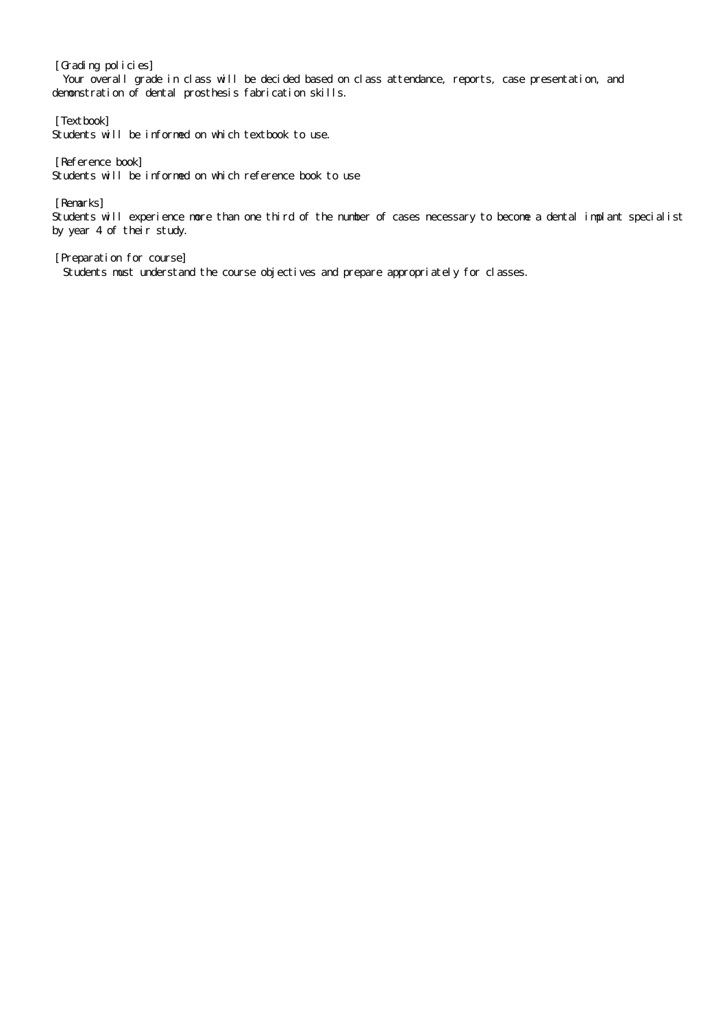[Grading policies]
 Your overall grade in class will be decided based on class attendance, reports, case presentation, and demonstration of dental prosthesis fabrication skills.

[Textbook]
Students will be informed on which textbook to use.

[Reference book]
Students will be informed on which reference book to use

[Remarks]
Students will experience more than one third of the number of cases necessary to become a dental implant specialist by year 4 of their study.

[Preparation for course]
 Students must understand the course objectives and prepare appropriately for classes.